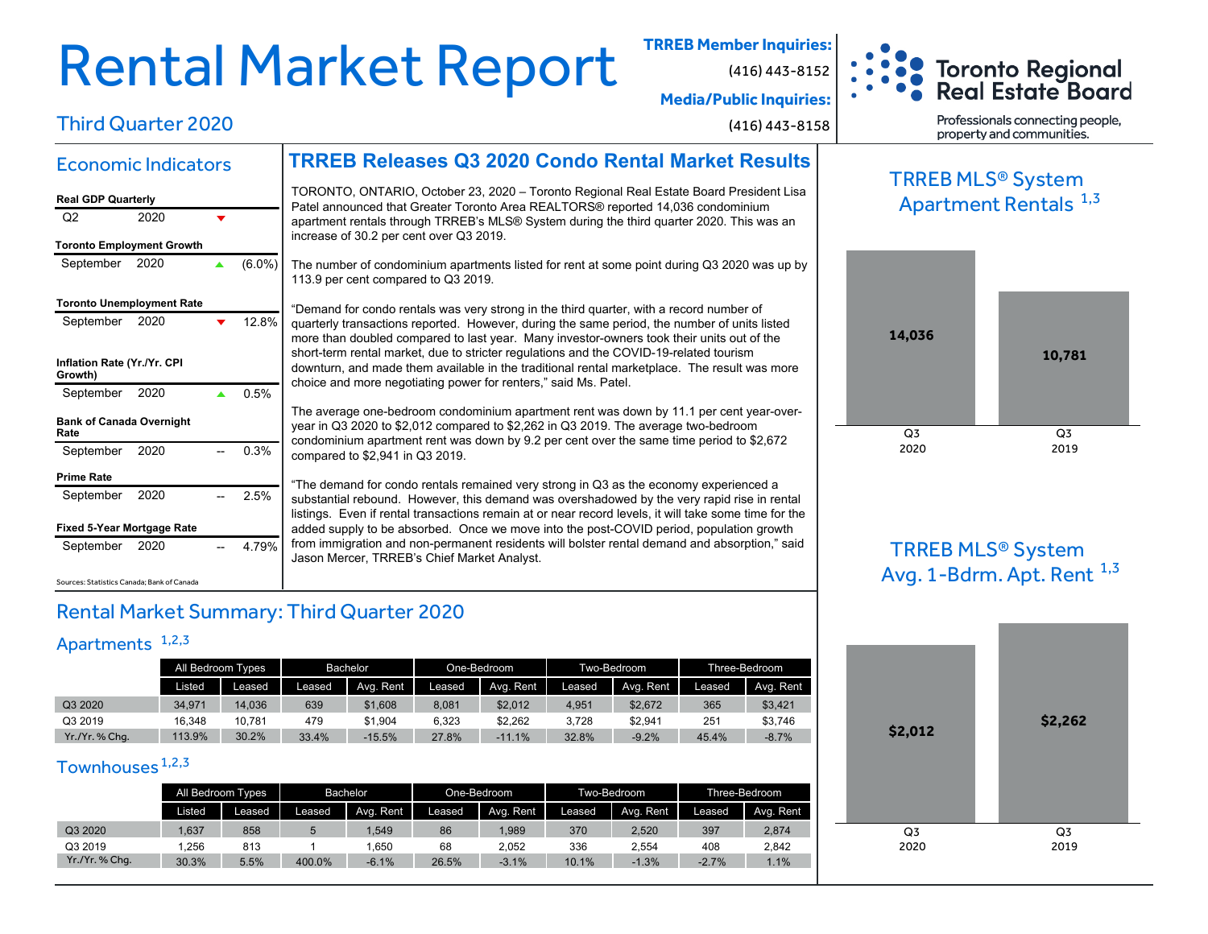# Rental Market Report

## Third Quarter 2020

**TRREB Member Inquiries:**
(416) 443-8152
**Media/Public Inquiries:**
(416) 443-8158

Toronto Regional Real Estate Board
Professionals connecting people, property and communities.

## Economic Indicators

**Real GDP Quarterly**

| Q2 | 2020 | ▼ | |
|---|---|---|---|

**Toronto Employment Growth**

| September | 2020 | ▲ | (6.0%) |
|---|---|---|---|

**Toronto Unemployment Rate**

| September | 2020 | ▼ | 12.8% |
|---|---|---|---|

**Inflation Rate (Yr./Yr. CPI Growth)**

| September | 2020 | ▲ | 0.5% |
|---|---|---|---|

**Bank of Canada Overnight Rate**

| September | 2020 | -- | 0.3% |
|---|---|---|---|

**Prime Rate**

| September | 2020 | -- | 2.5% |
|---|---|---|---|

**Fixed 5-Year Mortgage Rate**

| September | 2020 | -- | 4.79% |
|---|---|---|---|

Sources: Statistics Canada; Bank of Canada

## TRREB Releases Q3 2020 Condo Rental Market Results

TORONTO, ONTARIO, October 23, 2020 – Toronto Regional Real Estate Board President Lisa Patel announced that Greater Toronto Area REALTORS® reported 14,036 condominium apartment rentals through TRREB's MLS® System during the third quarter 2020. This was an increase of 30.2 per cent over Q3 2019.

The number of condominium apartments listed for rent at some point during Q3 2020 was up by 113.9 per cent compared to Q3 2019.

"Demand for condo rentals was very strong in the third quarter, with a record number of quarterly transactions reported. However, during the same period, the number of units listed more than doubled compared to last year. Many investor-owners took their units out of the short-term rental market, due to stricter regulations and the COVID-19-related tourism downturn, and made them available in the traditional rental marketplace. The result was more choice and more negotiating power for renters," said Ms. Patel.

The average one-bedroom condominium apartment rent was down by 11.1 per cent year-over-year in Q3 2020 to $2,012 compared to $2,262 in Q3 2019. The average two-bedroom condominium apartment rent was down by 9.2 per cent over the same time period to $2,672 compared to $2,941 in Q3 2019.

"The demand for condo rentals remained very strong in Q3 as the economy experienced a substantial rebound. However, this demand was overshadowed by the very rapid rise in rental listings. Even if rental transactions remain at or near record levels, it will take some time for the added supply to be absorbed. Once we move into the post-COVID period, population growth from immigration and non-permanent residents will bolster rental demand and absorption," said Jason Mercer, TRREB's Chief Market Analyst.

## TRREB MLS® System Apartment Rentals [1,3]

| | Q3 2020 | Q3 2019 |
|---|---|---|
| Apartment Rentals | 14,036 | 10,781 |

## TRREB MLS® System Avg. 1-Bdrm. Apt. Rent [1,3]

| | Q3 2020 | Q3 2019 |
|---|---|---|
| Avg. 1-Bdrm. Apt. Rent | $2,012 | $2,262 |

## Rental Market Summary: Third Quarter 2020

### Apartments [1,2,3]

| | All Bedroom Types | | Bachelor | | One-Bedroom | | Two-Bedroom | | Three-Bedroom | |
|---|---|---|---|---|---|---|---|---|---|---|
| | Listed | Leased | Leased | Avg. Rent | Leased | Avg. Rent | Leased | Avg. Rent | Leased | Avg. Rent |
| Q3 2020 | 34,971 | 14,036 | 639 | $1,608 | 8,081 | $2,012 | 4,951 | $2,672 | 365 | $3,421 |
| Q3 2019 | 16,348 | 10,781 | 479 | $1,904 | 6,323 | $2,262 | 3,728 | $2,941 | 251 | $3,746 |
| Yr./Yr. % Chg. | 113.9% | 30.2% | 33.4% | -15.5% | 27.8% | -11.1% | 32.8% | -9.2% | 45.4% | -8.7% |

### Townhouses [1,2,3]

| | All Bedroom Types | | Bachelor | | One-Bedroom | | Two-Bedroom | | Three-Bedroom | |
|---|---|---|---|---|---|---|---|---|---|---|
| | Listed | Leased | Leased | Avg. Rent | Leased | Avg. Rent | Leased | Avg. Rent | Leased | Avg. Rent |
| Q3 2020 | 1,637 | 858 | 5 | 1,549 | 86 | 1,989 | 370 | 2,520 | 397 | 2,874 |
| Q3 2019 | 1,256 | 813 | 1 | 1,650 | 68 | 2,052 | 336 | 2,554 | 408 | 2,842 |
| Yr./Yr. % Chg. | 30.3% | 5.5% | 400.0% | -6.1% | 26.5% | -3.1% | 10.1% | -1.3% | -2.7% | 1.1% |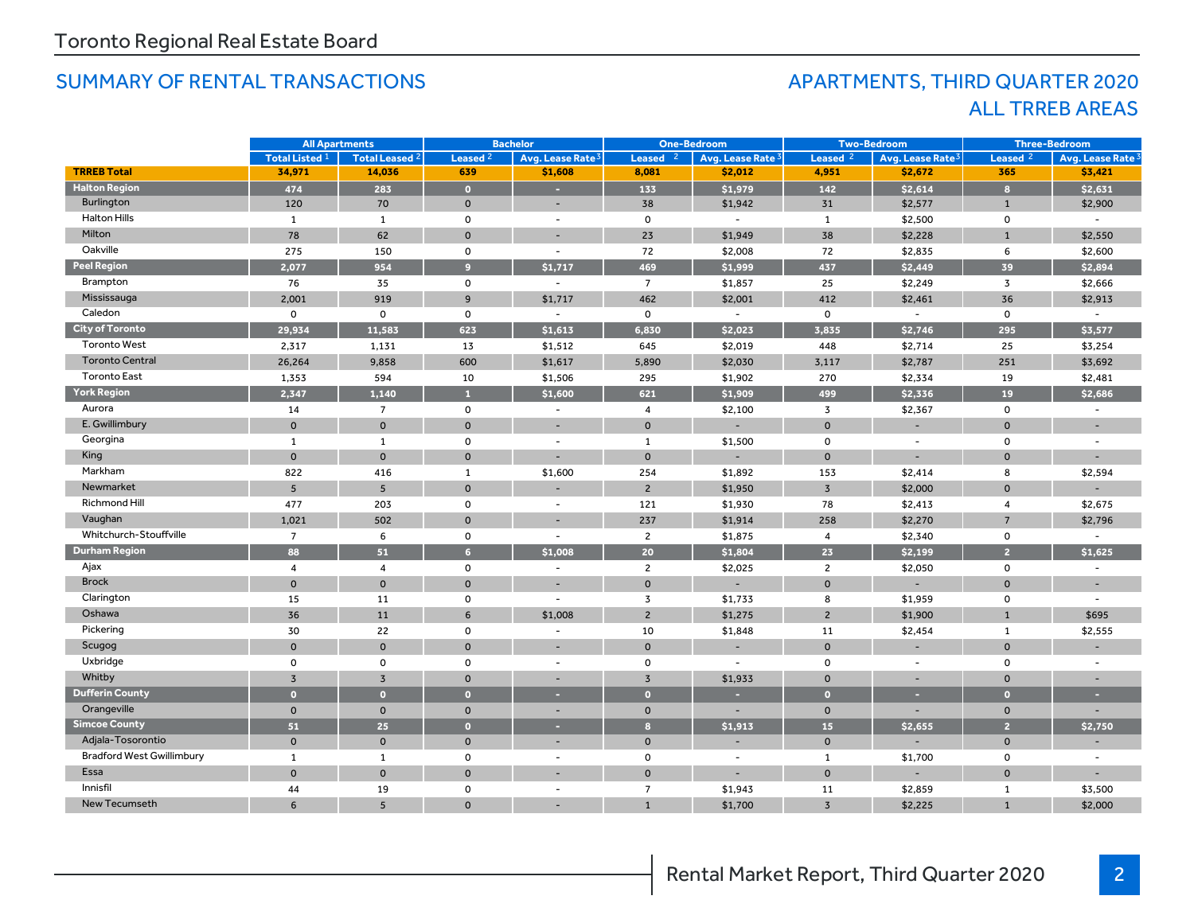Toronto Regional Real Estate Board

## SUMMARY OF RENTAL TRANSACTIONS

## APARTMENTS, THIRD QUARTER 2020
## ALL TRREB AREAS

| | All Apartments | | Bachelor | | One-Bedroom | | Two-Bedroom | | Three-Bedroom | |
|---|---|---|---|---|---|---|---|---|---|---|
| | Total Listed [1] | Total Leased [2] | Leased [2] | Avg. Lease Rate [3] | Leased [2] | Avg. Lease Rate [3] | Leased [2] | Avg. Lease Rate [3] | Leased [2] | Avg. Lease Rate [3] |
| **TRREB Total** | **34,971** | **14,036** | **639** | **$1,608** | **8,081** | **$2,012** | **4,951** | **$2,672** | **365** | **$3,421** |
| **Halton Region** | **474** | **283** | **0** | **-** | **133** | **$1,979** | **142** | **$2,614** | **8** | **$2,631** |
| Burlington | 120 | 70 | 0 | - | 38 | $1,942 | 31 | $2,577 | 1 | $2,900 |
| Halton Hills | 1 | 1 | 0 | - | 0 | - | 1 | $2,500 | 0 | - |
| Milton | 78 | 62 | 0 | - | 23 | $1,949 | 38 | $2,228 | 1 | $2,550 |
| Oakville | 275 | 150 | 0 | - | 72 | $2,008 | 72 | $2,835 | 6 | $2,600 |
| **Peel Region** | **2,077** | **954** | **9** | **$1,717** | **469** | **$1,999** | **437** | **$2,449** | **39** | **$2,894** |
| Brampton | 76 | 35 | 0 | - | 7 | $1,857 | 25 | $2,249 | 3 | $2,666 |
| Mississauga | 2,001 | 919 | 9 | $1,717 | 462 | $2,001 | 412 | $2,461 | 36 | $2,913 |
| Caledon | 0 | 0 | 0 | - | 0 | - | 0 | - | 0 | - |
| **City of Toronto** | **29,934** | **11,583** | **623** | **$1,613** | **6,830** | **$2,023** | **3,835** | **$2,746** | **295** | **$3,577** |
| Toronto West | 2,317 | 1,131 | 13 | $1,512 | 645 | $2,019 | 448 | $2,714 | 25 | $3,254 |
| Toronto Central | 26,264 | 9,858 | 600 | $1,617 | 5,890 | $2,030 | 3,117 | $2,787 | 251 | $3,692 |
| Toronto East | 1,353 | 594 | 10 | $1,506 | 295 | $1,902 | 270 | $2,334 | 19 | $2,481 |
| **York Region** | **2,347** | **1,140** | **1** | **$1,600** | **621** | **$1,909** | **499** | **$2,336** | **19** | **$2,686** |
| Aurora | 14 | 7 | 0 | - | 4 | $2,100 | 3 | $2,367 | 0 | - |
| E. Gwillimbury | 0 | 0 | 0 | - | 0 | - | 0 | - | 0 | - |
| Georgina | 1 | 1 | 0 | - | 1 | $1,500 | 0 | - | 0 | - |
| King | 0 | 0 | 0 | - | 0 | - | 0 | - | 0 | - |
| Markham | 822 | 416 | 1 | $1,600 | 254 | $1,892 | 153 | $2,414 | 8 | $2,594 |
| Newmarket | 5 | 5 | 0 | - | 2 | $1,950 | 3 | $2,000 | 0 | - |
| Richmond Hill | 477 | 203 | 0 | - | 121 | $1,930 | 78 | $2,413 | 4 | $2,675 |
| Vaughan | 1,021 | 502 | 0 | - | 237 | $1,914 | 258 | $2,270 | 7 | $2,796 |
| Whitchurch-Stouffville | 7 | 6 | 0 | - | 2 | $1,875 | 4 | $2,340 | 0 | - |
| **Durham Region** | **88** | **51** | **6** | **$1,008** | **20** | **$1,804** | **23** | **$2,199** | **2** | **$1,625** |
| Ajax | 4 | 4 | 0 | - | 2 | $2,025 | 2 | $2,050 | 0 | - |
| Brock | 0 | 0 | 0 | - | 0 | - | 0 | - | 0 | - |
| Clarington | 15 | 11 | 0 | - | 3 | $1,733 | 8 | $1,959 | 0 | - |
| Oshawa | 36 | 11 | 6 | $1,008 | 2 | $1,275 | 2 | $1,900 | 1 | $695 |
| Pickering | 30 | 22 | 0 | - | 10 | $1,848 | 11 | $2,454 | 1 | $2,555 |
| Scugog | 0 | 0 | 0 | - | 0 | - | 0 | - | 0 | - |
| Uxbridge | 0 | 0 | 0 | - | 0 | - | 0 | - | 0 | - |
| Whitby | 3 | 3 | 0 | - | 3 | $1,933 | 0 | - | 0 | - |
| **Dufferin County** | **0** | **0** | **0** | **-** | **0** | **-** | **0** | **-** | **0** | **-** |
| Orangeville | 0 | 0 | 0 | - | 0 | - | 0 | - | 0 | - |
| **Simcoe County** | **51** | **25** | **0** | **-** | **8** | **$1,913** | **15** | **$2,655** | **2** | **$2,750** |
| Adjala-Tosorontio | 0 | 0 | 0 | - | 0 | - | 0 | - | 0 | - |
| Bradford West Gwillimbury | 1 | 1 | 0 | - | 0 | - | 1 | $1,700 | 0 | - |
| Essa | 0 | 0 | 0 | - | 0 | - | 0 | - | 0 | - |
| Innisfil | 44 | 19 | 0 | - | 7 | $1,943 | 11 | $2,859 | 1 | $3,500 |
| New Tecumseth | 6 | 5 | 0 | - | 1 | $1,700 | 3 | $2,225 | 1 | $2,000 |

Rental Market Report, Third Quarter 2020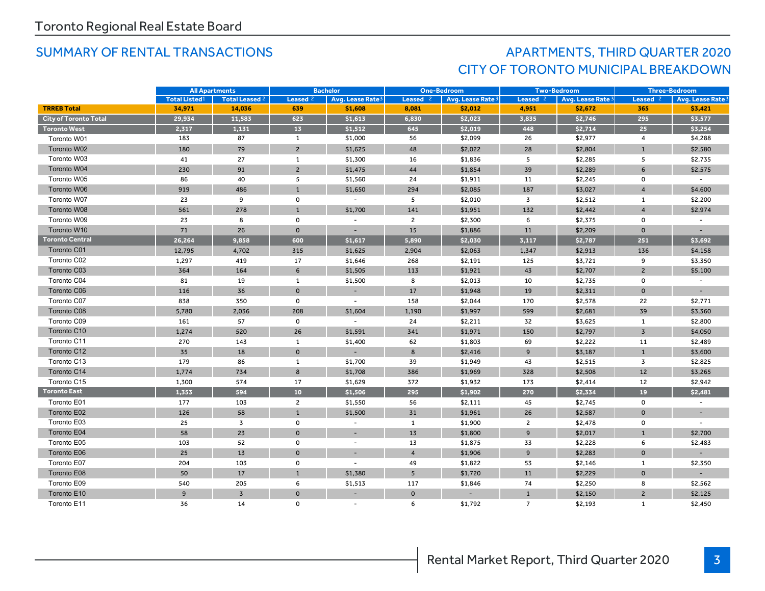Toronto Regional Real Estate Board

## SUMMARY OF RENTAL TRANSACTIONS

## APARTMENTS, THIRD QUARTER 2020
## CITY OF TORONTO MUNICIPAL BREAKDOWN

| | All Apartments | | Bachelor | | One-Bedroom | | Two-Bedroom | | Three-Bedroom | |
|---|---|---|---|---|---|---|---|---|---|---|
| | Total Listed[1] | Total Leased[2] | Leased[2] | Avg. Lease Rate[3] | Leased[2] | Avg. Lease Rate[3] | Leased[2] | Avg. Lease Rate[3] | Leased[2] | Avg. Lease Rate[3] |
| **TRREB Total** | **34,971** | **14,036** | **639** | **$1,608** | **8,081** | **$2,012** | **4,951** | **$2,672** | **365** | **$3,421** |
| **City of Toronto Total** | **29,934** | **11,583** | **623** | **$1,613** | **6,830** | **$2,023** | **3,835** | **$2,746** | **295** | **$3,577** |
| **Toronto West** | **2,317** | **1,131** | **13** | **$1,512** | **645** | **$2,019** | **448** | **$2,714** | **25** | **$3,254** |
| Toronto W01 | 183 | 87 | 1 | $1,000 | 56 | $2,099 | 26 | $2,977 | 4 | $4,288 |
| Toronto W02 | 180 | 79 | 2 | $1,625 | 48 | $2,022 | 28 | $2,804 | 1 | $2,580 |
| Toronto W03 | 41 | 27 | 1 | $1,300 | 16 | $1,836 | 5 | $2,285 | 5 | $2,735 |
| Toronto W04 | 230 | 91 | 2 | $1,475 | 44 | $1,854 | 39 | $2,289 | 6 | $2,575 |
| Toronto W05 | 86 | 40 | 5 | $1,560 | 24 | $1,911 | 11 | $2,245 | 0 | - |
| Toronto W06 | 919 | 486 | 1 | $1,650 | 294 | $2,085 | 187 | $3,027 | 4 | $4,600 |
| Toronto W07 | 23 | 9 | 0 | - | 5 | $2,010 | 3 | $2,512 | 1 | $2,200 |
| Toronto W08 | 561 | 278 | 1 | $1,700 | 141 | $1,951 | 132 | $2,442 | 4 | $2,974 |
| Toronto W09 | 23 | 8 | 0 | - | 2 | $2,300 | 6 | $2,375 | 0 | - |
| Toronto W10 | 71 | 26 | 0 | - | 15 | $1,886 | 11 | $2,209 | 0 | - |
| **Toronto Central** | **26,264** | **9,858** | **600** | **$1,617** | **5,890** | **$2,030** | **3,117** | **$2,787** | **251** | **$3,692** |
| Toronto C01 | 12,795 | 4,702 | 315 | $1,625 | 2,904 | $2,063 | 1,347 | $2,913 | 136 | $4,158 |
| Toronto C02 | 1,297 | 419 | 17 | $1,646 | 268 | $2,191 | 125 | $3,721 | 9 | $3,350 |
| Toronto C03 | 364 | 164 | 6 | $1,505 | 113 | $1,921 | 43 | $2,707 | 2 | $5,100 |
| Toronto C04 | 81 | 19 | 1 | $1,500 | 8 | $2,013 | 10 | $2,735 | 0 | - |
| Toronto C06 | 116 | 36 | 0 | - | 17 | $1,948 | 19 | $2,311 | 0 | - |
| Toronto C07 | 838 | 350 | 0 | - | 158 | $2,044 | 170 | $2,578 | 22 | $2,771 |
| Toronto C08 | 5,780 | 2,036 | 208 | $1,604 | 1,190 | $1,997 | 599 | $2,681 | 39 | $3,360 |
| Toronto C09 | 161 | 57 | 0 | - | 24 | $2,211 | 32 | $3,625 | 1 | $2,800 |
| Toronto C10 | 1,274 | 520 | 26 | $1,591 | 341 | $1,971 | 150 | $2,797 | 3 | $4,050 |
| Toronto C11 | 270 | 143 | 1 | $1,400 | 62 | $1,803 | 69 | $2,222 | 11 | $2,489 |
| Toronto C12 | 35 | 18 | 0 | - | 8 | $2,416 | 9 | $3,187 | 1 | $3,600 |
| Toronto C13 | 179 | 86 | 1 | $1,700 | 39 | $1,949 | 43 | $2,515 | 3 | $2,825 |
| Toronto C14 | 1,774 | 734 | 8 | $1,708 | 386 | $1,969 | 328 | $2,508 | 12 | $3,265 |
| Toronto C15 | 1,300 | 574 | 17 | $1,629 | 372 | $1,932 | 173 | $2,414 | 12 | $2,942 |
| **Toronto East** | **1,353** | **594** | **10** | **$1,506** | **295** | **$1,902** | **270** | **$2,334** | **19** | **$2,481** |
| Toronto E01 | 177 | 103 | 2 | $1,550 | 56 | $2,111 | 45 | $2,745 | 0 | - |
| Toronto E02 | 126 | 58 | 1 | $1,500 | 31 | $1,961 | 26 | $2,587 | 0 | - |
| Toronto E03 | 25 | 3 | 0 | - | 1 | $1,900 | 2 | $2,478 | 0 | - |
| Toronto E04 | 58 | 23 | 0 | - | 13 | $1,800 | 9 | $2,017 | 1 | $2,700 |
| Toronto E05 | 103 | 52 | 0 | - | 13 | $1,875 | 33 | $2,228 | 6 | $2,483 |
| Toronto E06 | 25 | 13 | 0 | - | 4 | $1,906 | 9 | $2,283 | 0 | - |
| Toronto E07 | 204 | 103 | 0 | - | 49 | $1,822 | 53 | $2,146 | 1 | $2,350 |
| Toronto E08 | 50 | 17 | 1 | $1,380 | 5 | $1,720 | 11 | $2,229 | 0 | - |
| Toronto E09 | 540 | 205 | 6 | $1,513 | 117 | $1,846 | 74 | $2,250 | 8 | $2,562 |
| Toronto E10 | 9 | 3 | 0 | - | 0 | - | 1 | $2,150 | 2 | $2,125 |
| Toronto E11 | 36 | 14 | 0 | - | 6 | $1,792 | 7 | $2,193 | 1 | $2,450 |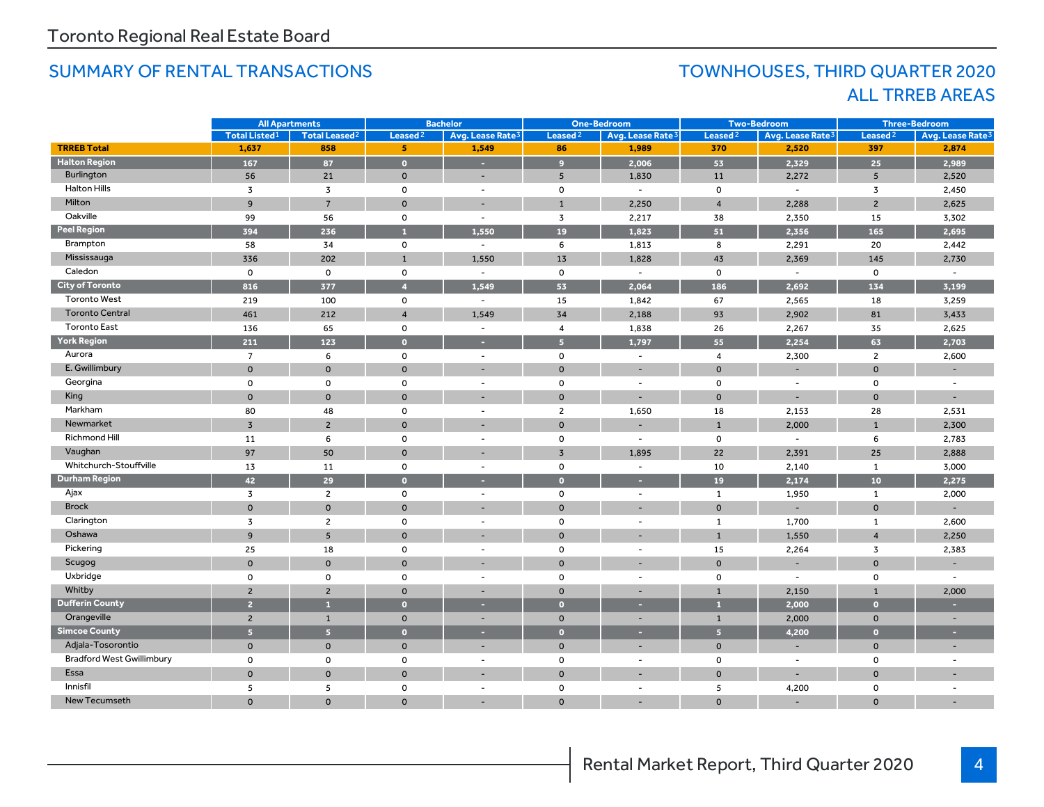Toronto Regional Real Estate Board

## SUMMARY OF RENTAL TRANSACTIONS

## TOWNHOUSES, THIRD QUARTER 2020
## ALL TRREB AREAS

| | All Apartments | | Bachelor | | One-Bedroom | | Two-Bedroom | | Three-Bedroom | |
|---|---|---|---|---|---|---|---|---|---|---|
| | Total Listed[1] | Total Leased[2] | Leased[2] | Avg. Lease Rate[3] | Leased[2] | Avg. Lease Rate[3] | Leased[2] | Avg. Lease Rate[3] | Leased[2] | Avg. Lease Rate[3] |
| **TRREB Total** | **1,637** | **858** | **5** | **1,549** | **86** | **1,989** | **370** | **2,520** | **397** | **2,874** |
| **Halton Region** | **167** | **87** | **0** | **-** | **9** | **2,006** | **53** | **2,329** | **25** | **2,989** |
| Burlington | 56 | 21 | 0 | - | 5 | 1,830 | 11 | 2,272 | 5 | 2,520 |
| Halton Hills | 3 | 3 | 0 | - | 0 | - | 0 | - | 3 | 2,450 |
| Milton | 9 | 7 | 0 | - | 1 | 2,250 | 4 | 2,288 | 2 | 2,625 |
| Oakville | 99 | 56 | 0 | - | 3 | 2,217 | 38 | 2,350 | 15 | 3,302 |
| **Peel Region** | **394** | **236** | **1** | **1,550** | **19** | **1,823** | **51** | **2,356** | **165** | **2,695** |
| Brampton | 58 | 34 | 0 | - | 6 | 1,813 | 8 | 2,291 | 20 | 2,442 |
| Mississauga | 336 | 202 | 1 | 1,550 | 13 | 1,828 | 43 | 2,369 | 145 | 2,730 |
| Caledon | 0 | 0 | 0 | - | 0 | - | 0 | - | 0 | - |
| **City of Toronto** | **816** | **377** | **4** | **1,549** | **53** | **2,064** | **186** | **2,692** | **134** | **3,199** |
| Toronto West | 219 | 100 | 0 | - | 15 | 1,842 | 67 | 2,565 | 18 | 3,259 |
| Toronto Central | 461 | 212 | 4 | 1,549 | 34 | 2,188 | 93 | 2,902 | 81 | 3,433 |
| Toronto East | 136 | 65 | 0 | - | 4 | 1,838 | 26 | 2,267 | 35 | 2,625 |
| **York Region** | **211** | **123** | **0** | **-** | **5** | **1,797** | **55** | **2,254** | **63** | **2,703** |
| Aurora | 7 | 6 | 0 | - | 0 | - | 4 | 2,300 | 2 | 2,600 |
| E. Gwillimbury | 0 | 0 | 0 | - | 0 | - | 0 | - | 0 | - |
| Georgina | 0 | 0 | 0 | - | 0 | - | 0 | - | 0 | - |
| King | 0 | 0 | 0 | - | 0 | - | 0 | - | 0 | - |
| Markham | 80 | 48 | 0 | - | 2 | 1,650 | 18 | 2,153 | 28 | 2,531 |
| Newmarket | 3 | 2 | 0 | - | 0 | - | 1 | 2,000 | 1 | 2,300 |
| Richmond Hill | 11 | 6 | 0 | - | 0 | - | 0 | - | 6 | 2,783 |
| Vaughan | 97 | 50 | 0 | - | 3 | 1,895 | 22 | 2,391 | 25 | 2,888 |
| Whitchurch-Stouffville | 13 | 11 | 0 | - | 0 | - | 10 | 2,140 | 1 | 3,000 |
| **Durham Region** | **42** | **29** | **0** | **-** | **0** | **-** | **19** | **2,174** | **10** | **2,275** |
| Ajax | 3 | 2 | 0 | - | 0 | - | 1 | 1,950 | 1 | 2,000 |
| Brock | 0 | 0 | 0 | - | 0 | - | 0 | - | 0 | - |
| Clarington | 3 | 2 | 0 | - | 0 | - | 1 | 1,700 | 1 | 2,600 |
| Oshawa | 9 | 5 | 0 | - | 0 | - | 1 | 1,550 | 4 | 2,250 |
| Pickering | 25 | 18 | 0 | - | 0 | - | 15 | 2,264 | 3 | 2,383 |
| Scugog | 0 | 0 | 0 | - | 0 | - | 0 | - | 0 | - |
| Uxbridge | 0 | 0 | 0 | - | 0 | - | 0 | - | 0 | - |
| Whitby | 2 | 2 | 0 | - | 0 | - | 1 | 2,150 | 1 | 2,000 |
| **Dufferin County** | **2** | **1** | **0** | **-** | **0** | **-** | **1** | **2,000** | **0** | **-** |
| Orangeville | 2 | 1 | 0 | - | 0 | - | 1 | 2,000 | 0 | - |
| **Simcoe County** | **5** | **5** | **0** | **-** | **0** | **-** | **5** | **4,200** | **0** | **-** |
| Adjala-Tosorontio | 0 | 0 | 0 | - | 0 | - | 0 | - | 0 | - |
| Bradford West Gwillimbury | 0 | 0 | 0 | - | 0 | - | 0 | - | 0 | - |
| Essa | 0 | 0 | 0 | - | 0 | - | 0 | - | 0 | - |
| Innisfil | 5 | 5 | 0 | - | 0 | - | 5 | 4,200 | 0 | - |
| New Tecumseth | 0 | 0 | 0 | - | 0 | - | 0 | - | 0 | - |

Rental Market Report, Third Quarter 2020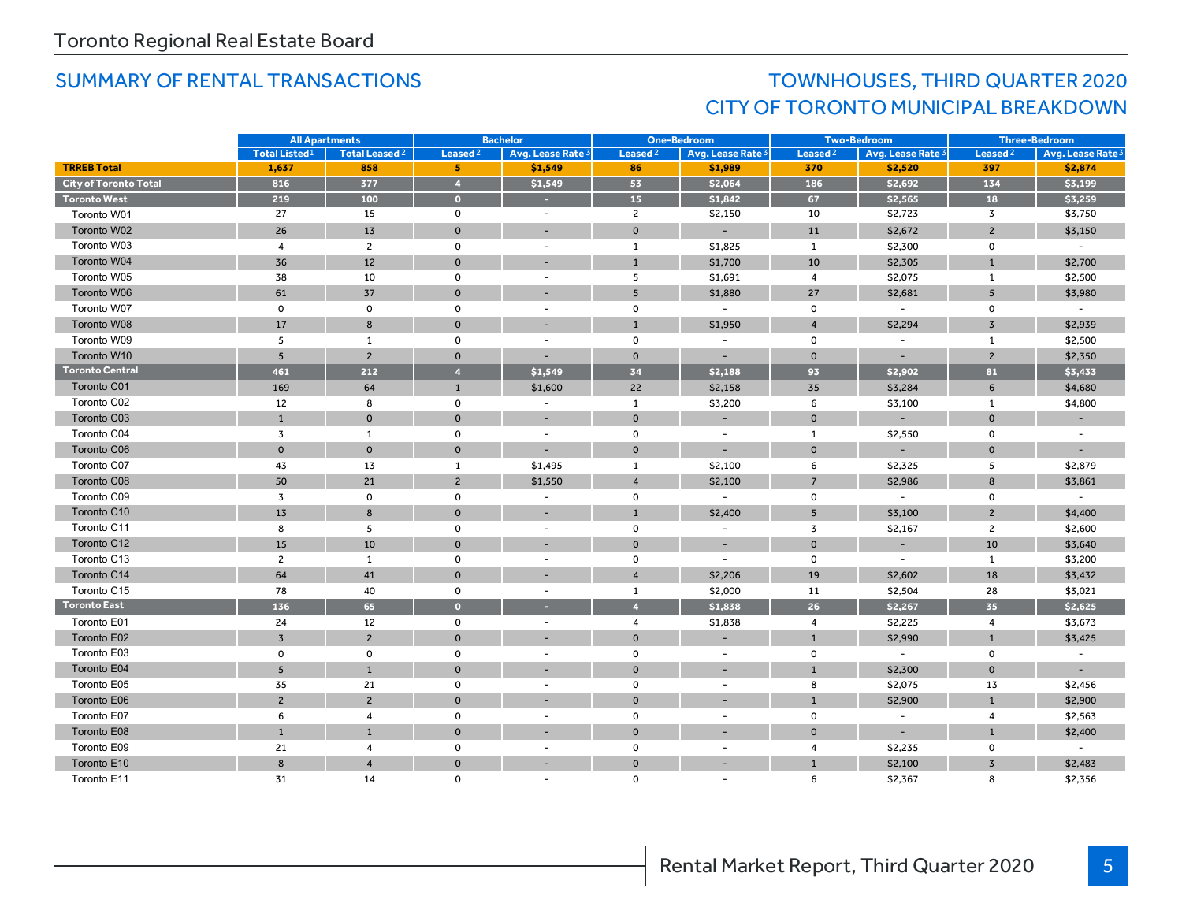Toronto Regional Real Estate Board

## SUMMARY OF RENTAL TRANSACTIONS

## TOWNHOUSES, THIRD QUARTER 2020
## CITY OF TORONTO MUNICIPAL BREAKDOWN

| | All Apartments | | Bachelor | | One-Bedroom | | Two-Bedroom | | Three-Bedroom | |
|---|---|---|---|---|---|---|---|---|---|---|
| | Total Listed[1] | Total Leased[2] | Leased[2] | Avg. Lease Rate[3] | Leased[2] | Avg. Lease Rate[3] | Leased[2] | Avg. Lease Rate[3] | Leased[2] | Avg. Lease Rate[3] |
| **TRREB Total** | **1,637** | **858** | **5** | **$1,549** | **86** | **$1,989** | **370** | **$2,520** | **397** | **$2,874** |
| **City of Toronto Total** | **816** | **377** | **4** | **$1,549** | **53** | **$2,064** | **186** | **$2,692** | **134** | **$3,199** |
| **Toronto West** | **219** | **100** | **0** | **-** | **15** | **$1,842** | **67** | **$2,565** | **18** | **$3,259** |
| Toronto W01 | 27 | 15 | 0 | - | 2 | $2,150 | 10 | $2,723 | 3 | $3,750 |
| Toronto W02 | 26 | 13 | 0 | - | 0 | - | 11 | $2,672 | 2 | $3,150 |
| Toronto W03 | 4 | 2 | 0 | - | 1 | $1,825 | 1 | $2,300 | 0 | - |
| Toronto W04 | 36 | 12 | 0 | - | 1 | $1,700 | 10 | $2,305 | 1 | $2,700 |
| Toronto W05 | 38 | 10 | 0 | - | 5 | $1,691 | 4 | $2,075 | 1 | $2,500 |
| Toronto W06 | 61 | 37 | 0 | - | 5 | $1,880 | 27 | $2,681 | 5 | $3,980 |
| Toronto W07 | 0 | 0 | 0 | - | 0 | - | 0 | - | 0 | - |
| Toronto W08 | 17 | 8 | 0 | - | 1 | $1,950 | 4 | $2,294 | 3 | $2,939 |
| Toronto W09 | 5 | 1 | 0 | - | 0 | - | 0 | - | 1 | $2,500 |
| Toronto W10 | 5 | 2 | 0 | - | 0 | - | 0 | - | 2 | $2,350 |
| **Toronto Central** | **461** | **212** | **4** | **$1,549** | **34** | **$2,188** | **93** | **$2,902** | **81** | **$3,433** |
| Toronto C01 | 169 | 64 | 1 | $1,600 | 22 | $2,158 | 35 | $3,284 | 6 | $4,680 |
| Toronto C02 | 12 | 8 | 0 | - | 1 | $3,200 | 6 | $3,100 | 1 | $4,800 |
| Toronto C03 | 1 | 0 | 0 | - | 0 | - | 0 | - | 0 | - |
| Toronto C04 | 3 | 1 | 0 | - | 0 | - | 1 | $2,550 | 0 | - |
| Toronto C06 | 0 | 0 | 0 | - | 0 | - | 0 | - | 0 | - |
| Toronto C07 | 43 | 13 | 1 | $1,495 | 1 | $2,100 | 6 | $2,325 | 5 | $2,879 |
| Toronto C08 | 50 | 21 | 2 | $1,550 | 4 | $2,100 | 7 | $2,986 | 8 | $3,861 |
| Toronto C09 | 3 | 0 | 0 | - | 0 | - | 0 | - | 0 | - |
| Toronto C10 | 13 | 8 | 0 | - | 1 | $2,400 | 5 | $3,100 | 2 | $4,400 |
| Toronto C11 | 8 | 5 | 0 | - | 0 | - | 3 | $2,167 | 2 | $2,600 |
| Toronto C12 | 15 | 10 | 0 | - | 0 | - | 0 | - | 10 | $3,640 |
| Toronto C13 | 2 | 1 | 0 | - | 0 | - | 0 | - | 1 | $3,200 |
| Toronto C14 | 64 | 41 | 0 | - | 4 | $2,206 | 19 | $2,602 | 18 | $3,432 |
| Toronto C15 | 78 | 40 | 0 | - | 1 | $2,000 | 11 | $2,504 | 28 | $3,021 |
| **Toronto East** | **136** | **65** | **0** | **-** | **4** | **$1,838** | **26** | **$2,267** | **35** | **$2,625** |
| Toronto E01 | 24 | 12 | 0 | - | 4 | $1,838 | 4 | $2,225 | 4 | $3,673 |
| Toronto E02 | 3 | 2 | 0 | - | 0 | - | 1 | $2,990 | 1 | $3,425 |
| Toronto E03 | 0 | 0 | 0 | - | 0 | - | 0 | - | 0 | - |
| Toronto E04 | 5 | 1 | 0 | - | 0 | - | 1 | $2,300 | 0 | - |
| Toronto E05 | 35 | 21 | 0 | - | 0 | - | 8 | $2,075 | 13 | $2,456 |
| Toronto E06 | 2 | 2 | 0 | - | 0 | - | 1 | $2,900 | 1 | $2,900 |
| Toronto E07 | 6 | 4 | 0 | - | 0 | - | 0 | - | 4 | $2,563 |
| Toronto E08 | 1 | 1 | 0 | - | 0 | - | 0 | - | 1 | $2,400 |
| Toronto E09 | 21 | 4 | 0 | - | 0 | - | 4 | $2,235 | 0 | - |
| Toronto E10 | 8 | 4 | 0 | - | 0 | - | 1 | $2,100 | 3 | $2,483 |
| Toronto E11 | 31 | 14 | 0 | - | 0 | - | 6 | $2,367 | 8 | $2,356 |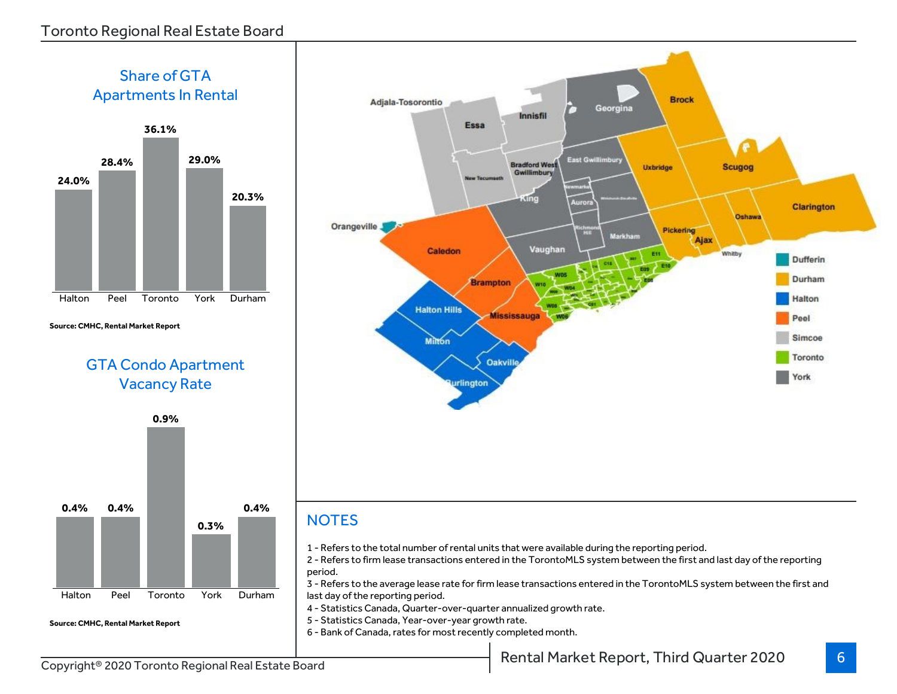## Share of GTA Apartments In Rental

24.0%
28.4%
36.1%
29.0%
20.3%

Halton
Peel
Toronto
York
Durham

**Source: CMHC, Rental Market Report**

## GTA Condo Apartment Vacancy Rate

0.4%
0.4%
0.9%
0.3%
0.4%

Halton
Peel
Toronto
York
Durham

**Source: CMHC, Rental Market Report**

Adjala-Tosorontio
Essa
Innisfil
Georgina
Brock
Bradford West Gwillimbury
East Gwillimbury
New Tecumseth
Uxbridge
Scugog
King
Newmarket
Aurora
Whitchurch-Stouffville
Clarington
Oshawa
Orangeville
Richmond Hill
Markham
Pickering
Ajax
Caledon
Vaughan
Whitby
Brampton
Halton Hills
Mississauga
Milton
Oakville
Burlington

Dufferin
Durham
Halton
Peel
Simcoe
Toronto
York

## NOTES

1 - Refers to the total number of rental units that were available during the reporting period.
2 - Refers to firm lease transactions entered in the TorontoMLS system between the first and last day of the reporting period.
3 - Refers to the average lease rate for firm lease transactions entered in the TorontoMLS system between the first and last day of the reporting period.
4 - Statistics Canada, Quarter-over-quarter annualized growth rate.
5 - Statistics Canada, Year-over-year growth rate.
6 - Bank of Canada, rates for most recently completed month.